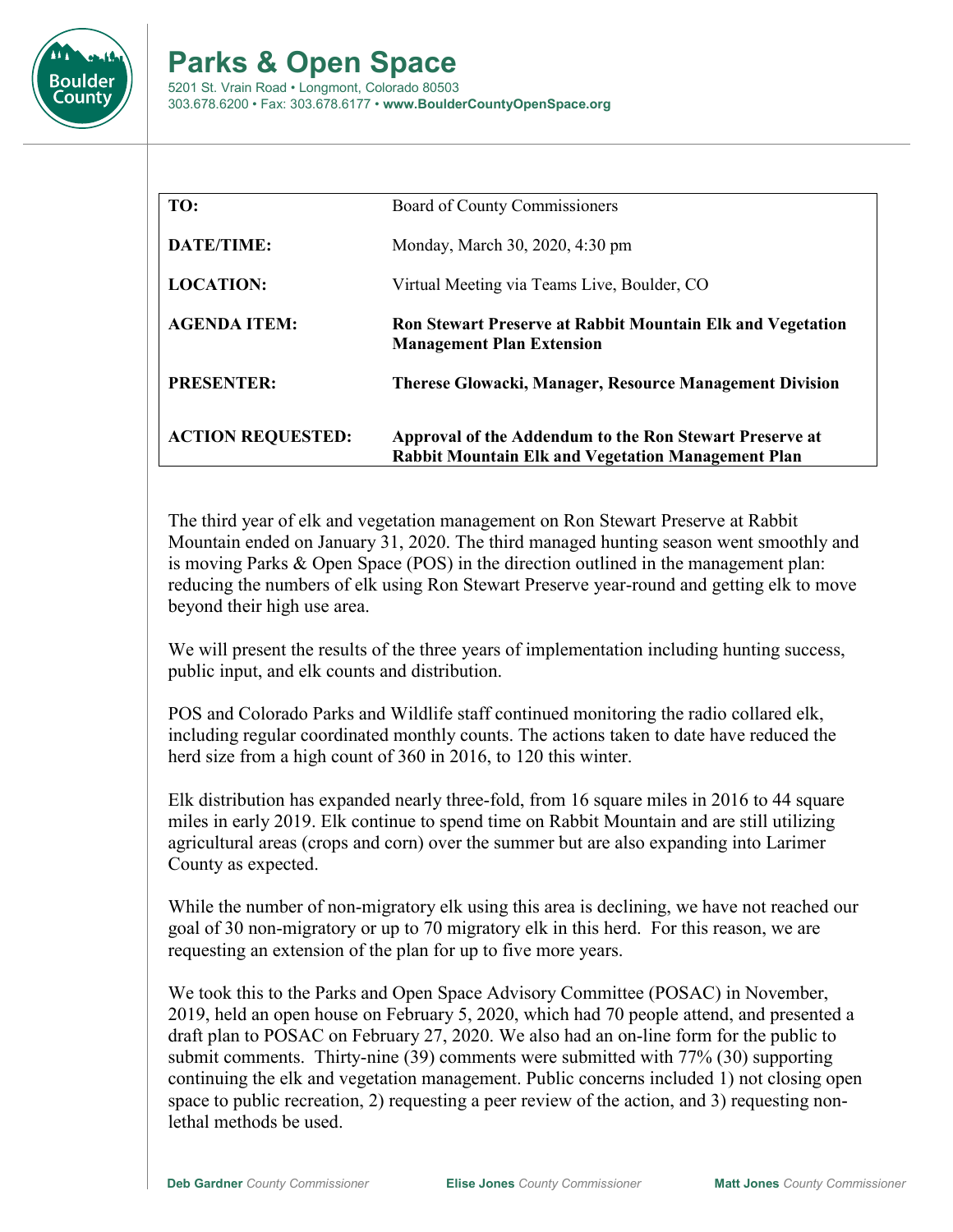# Parks & Open Space

5201 St. Vrain Road • Longmont, Colorado 80503
303.678.6200 • Fax: 303.678.6177 • **www.BoulderCountyOpenSpace.org**

| | |
|---|---|
| **TO:** | Board of County Commissioners |
| **DATE/TIME:** | Monday, March 30, 2020, 4:30 pm |
| **LOCATION:** | Virtual Meeting via Teams Live, Boulder, CO |
| **AGENDA ITEM:** | **Ron Stewart Preserve at Rabbit Mountain Elk and Vegetation Management Plan Extension** |
| **PRESENTER:** | **Therese Glowacki, Manager, Resource Management Division** |
| **ACTION REQUESTED:** | **Approval of the Addendum to the Ron Stewart Preserve at Rabbit Mountain Elk and Vegetation Management Plan** |

The third year of elk and vegetation management on Ron Stewart Preserve at Rabbit Mountain ended on January 31, 2020. The third managed hunting season went smoothly and is moving Parks & Open Space (POS) in the direction outlined in the management plan: reducing the numbers of elk using Ron Stewart Preserve year-round and getting elk to move beyond their high use area.

We will present the results of the three years of implementation including hunting success, public input, and elk counts and distribution.

POS and Colorado Parks and Wildlife staff continued monitoring the radio collared elk, including regular coordinated monthly counts. The actions taken to date have reduced the herd size from a high count of 360 in 2016, to 120 this winter.

Elk distribution has expanded nearly three-fold, from 16 square miles in 2016 to 44 square miles in early 2019. Elk continue to spend time on Rabbit Mountain and are still utilizing agricultural areas (crops and corn) over the summer but are also expanding into Larimer County as expected.

While the number of non-migratory elk using this area is declining, we have not reached our goal of 30 non-migratory or up to 70 migratory elk in this herd. For this reason, we are requesting an extension of the plan for up to five more years.

We took this to the Parks and Open Space Advisory Committee (POSAC) in November, 2019, held an open house on February 5, 2020, which had 70 people attend, and presented a draft plan to POSAC on February 27, 2020. We also had an on-line form for the public to submit comments. Thirty-nine (39) comments were submitted with 77% (30) supporting continuing the elk and vegetation management. Public concerns included 1) not closing open space to public recreation, 2) requesting a peer review of the action, and 3) requesting non-lethal methods be used.

**Deb Gardner** *County Commissioner* **Elise Jones** *County Commissioner* **Matt Jones** *County Commissioner*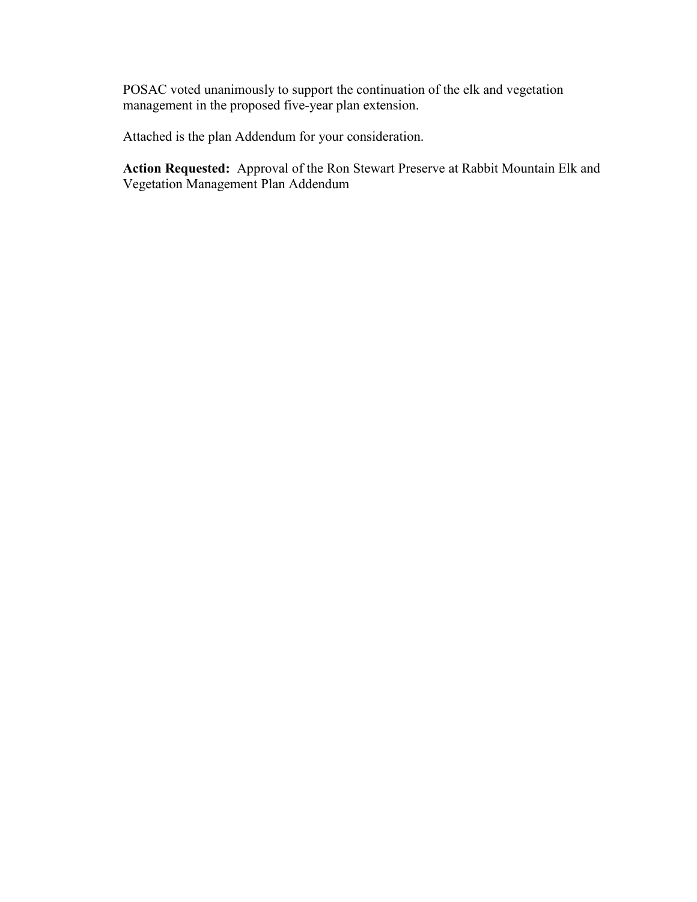POSAC voted unanimously to support the continuation of the elk and vegetation management in the proposed five-year plan extension.

Attached is the plan Addendum for your consideration.

**Action Requested:** Approval of the Ron Stewart Preserve at Rabbit Mountain Elk and Vegetation Management Plan Addendum